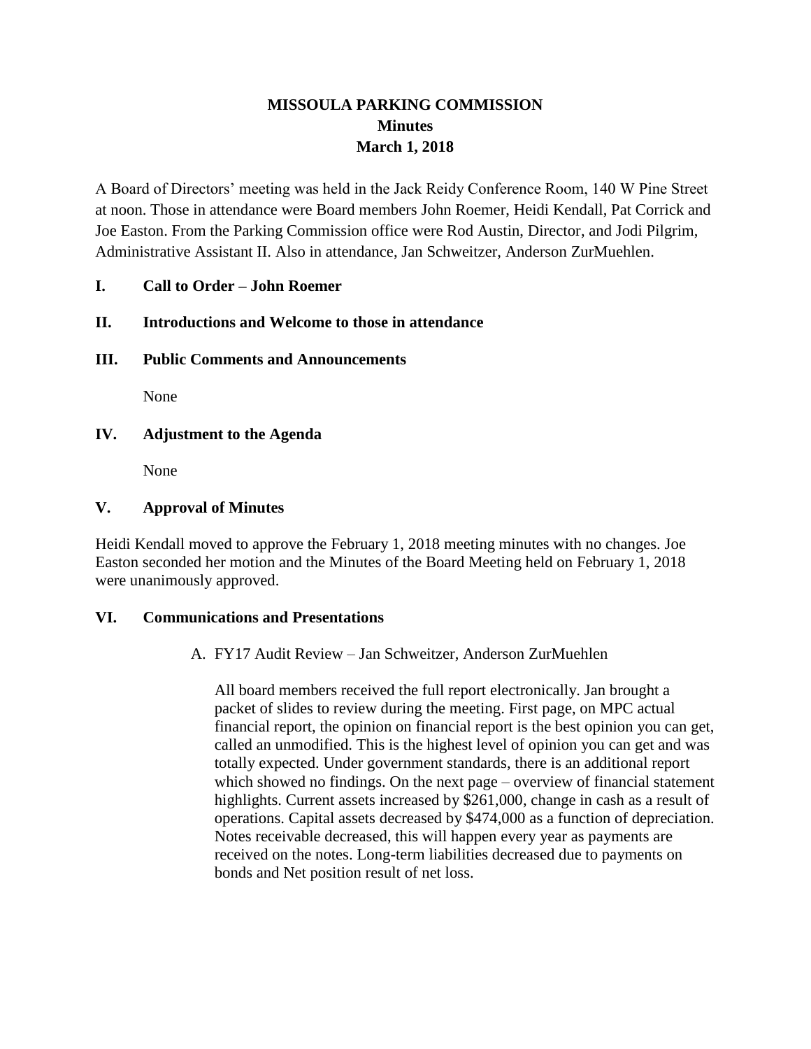# MISSOULA PARKING COMMISSION
## Minutes
## March 1, 2018

A Board of Directors' meeting was held in the Jack Reidy Conference Room, 140 W Pine Street at noon. Those in attendance were Board members John Roemer, Heidi Kendall, Pat Corrick and Joe Easton. From the Parking Commission office were Rod Austin, Director, and Jodi Pilgrim, Administrative Assistant II. Also in attendance, Jan Schweitzer, Anderson ZurMuehlen.

### I. Call to Order – John Roemer

### II. Introductions and Welcome to those in attendance

### III. Public Comments and Announcements

None

### IV. Adjustment to the Agenda

None

### V. Approval of Minutes

Heidi Kendall moved to approve the February 1, 2018 meeting minutes with no changes. Joe Easton seconded her motion and the Minutes of the Board Meeting held on February 1, 2018 were unanimously approved.

### VI. Communications and Presentations

A. FY17 Audit Review – Jan Schweitzer, Anderson ZurMuehlen

All board members received the full report electronically. Jan brought a packet of slides to review during the meeting. First page, on MPC actual financial report, the opinion on financial report is the best opinion you can get, called an unmodified. This is the highest level of opinion you can get and was totally expected. Under government standards, there is an additional report which showed no findings. On the next page – overview of financial statement highlights. Current assets increased by $261,000, change in cash as a result of operations. Capital assets decreased by $474,000 as a function of depreciation. Notes receivable decreased, this will happen every year as payments are received on the notes. Long-term liabilities decreased due to payments on bonds and Net position result of net loss.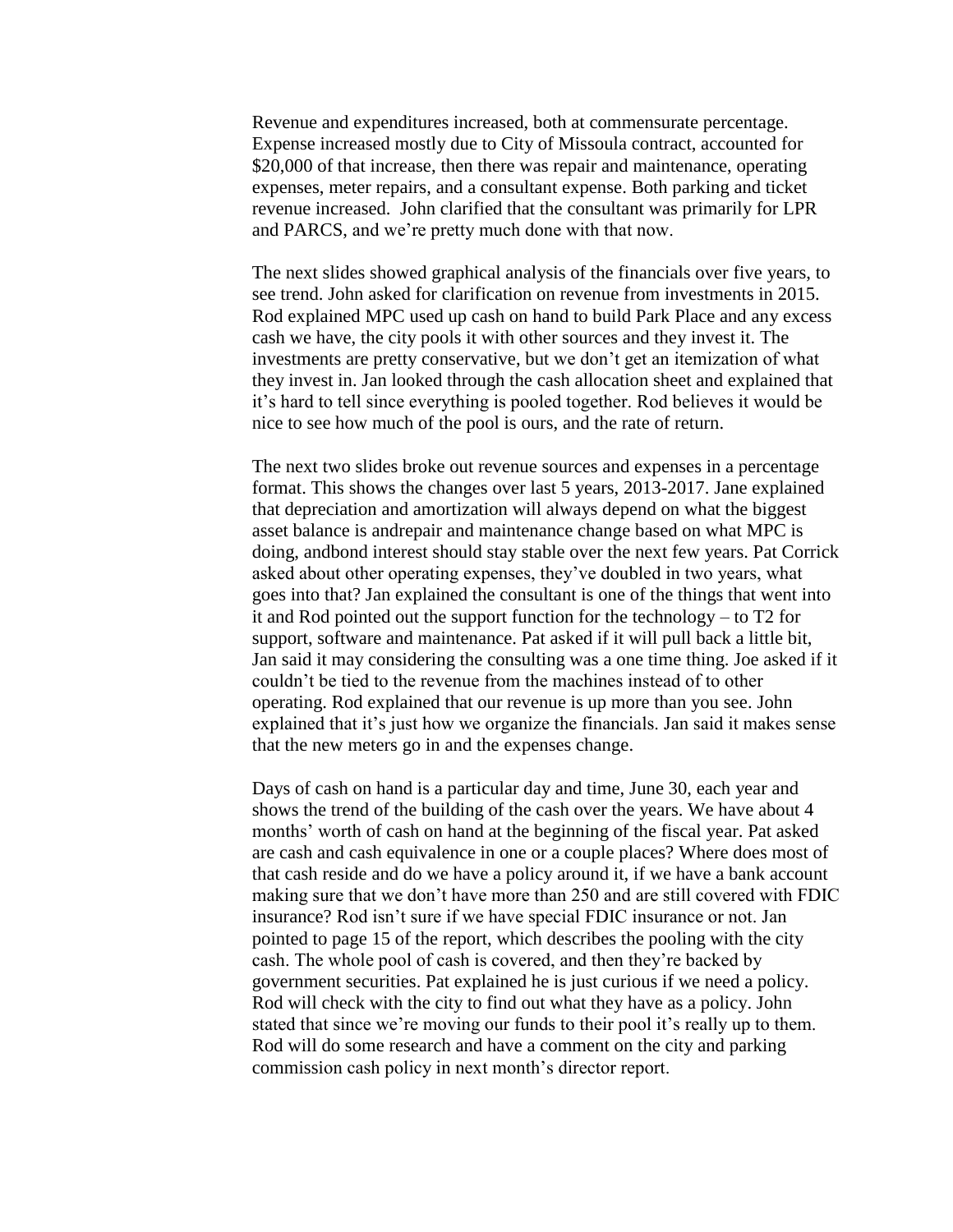Revenue and expenditures increased, both at commensurate percentage. Expense increased mostly due to City of Missoula contract, accounted for $20,000 of that increase, then there was repair and maintenance, operating expenses, meter repairs, and a consultant expense. Both parking and ticket revenue increased. John clarified that the consultant was primarily for LPR and PARCS, and we're pretty much done with that now.

The next slides showed graphical analysis of the financials over five years, to see trend. John asked for clarification on revenue from investments in 2015. Rod explained MPC used up cash on hand to build Park Place and any excess cash we have, the city pools it with other sources and they invest it. The investments are pretty conservative, but we don't get an itemization of what they invest in. Jan looked through the cash allocation sheet and explained that it's hard to tell since everything is pooled together. Rod believes it would be nice to see how much of the pool is ours, and the rate of return.

The next two slides broke out revenue sources and expenses in a percentage format. This shows the changes over last 5 years, 2013-2017. Jane explained that depreciation and amortization will always depend on what the biggest asset balance is andrepair and maintenance change based on what MPC is doing, andbond interest should stay stable over the next few years. Pat Corrick asked about other operating expenses, they've doubled in two years, what goes into that? Jan explained the consultant is one of the things that went into it and Rod pointed out the support function for the technology – to T2 for support, software and maintenance. Pat asked if it will pull back a little bit, Jan said it may considering the consulting was a one time thing. Joe asked if it couldn't be tied to the revenue from the machines instead of to other operating. Rod explained that our revenue is up more than you see. John explained that it's just how we organize the financials. Jan said it makes sense that the new meters go in and the expenses change.

Days of cash on hand is a particular day and time, June 30, each year and shows the trend of the building of the cash over the years. We have about 4 months' worth of cash on hand at the beginning of the fiscal year. Pat asked are cash and cash equivalence in one or a couple places? Where does most of that cash reside and do we have a policy around it, if we have a bank account making sure that we don't have more than 250 and are still covered with FDIC insurance? Rod isn't sure if we have special FDIC insurance or not. Jan pointed to page 15 of the report, which describes the pooling with the city cash. The whole pool of cash is covered, and then they're backed by government securities. Pat explained he is just curious if we need a policy. Rod will check with the city to find out what they have as a policy. John stated that since we're moving our funds to their pool it's really up to them. Rod will do some research and have a comment on the city and parking commission cash policy in next month's director report.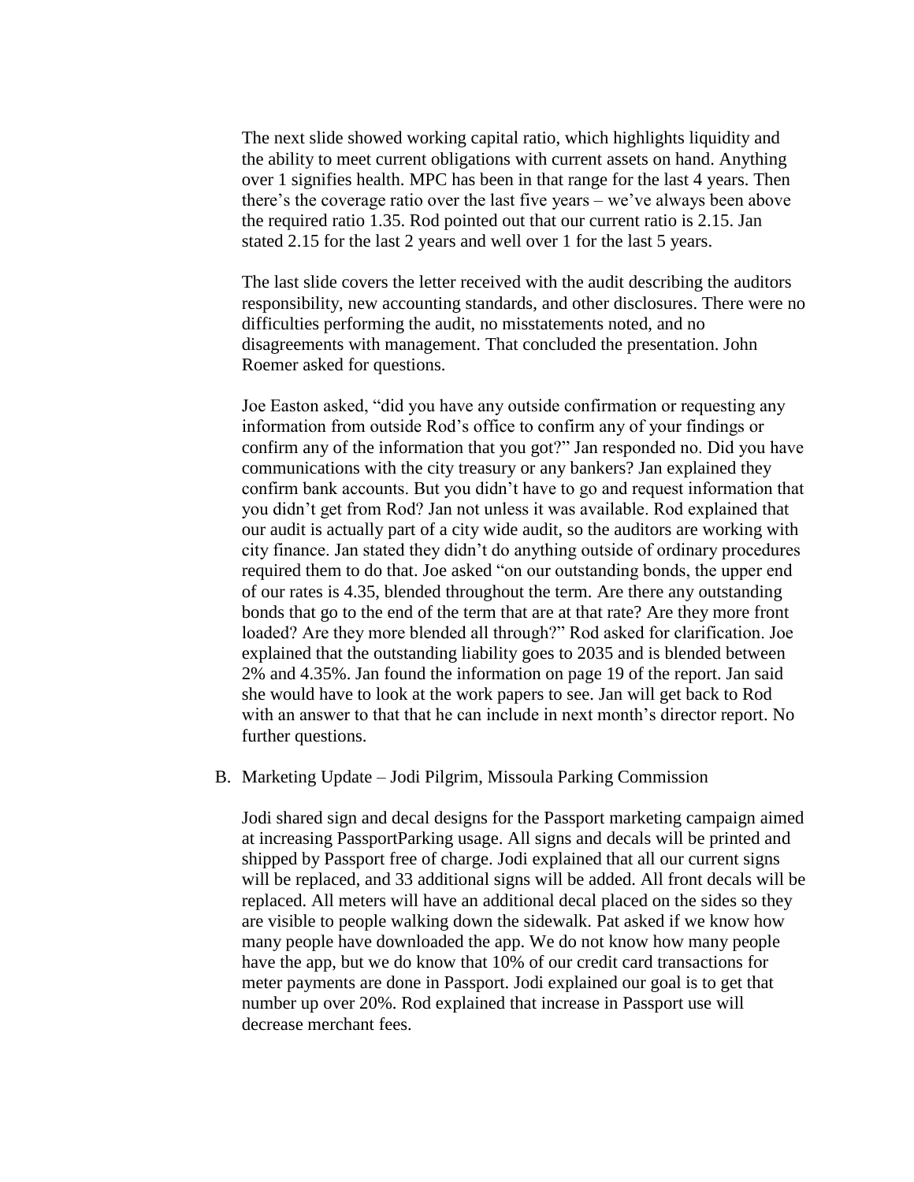The next slide showed working capital ratio, which highlights liquidity and the ability to meet current obligations with current assets on hand. Anything over 1 signifies health. MPC has been in that range for the last 4 years. Then there's the coverage ratio over the last five years – we've always been above the required ratio 1.35. Rod pointed out that our current ratio is 2.15. Jan stated 2.15 for the last 2 years and well over 1 for the last 5 years.

The last slide covers the letter received with the audit describing the auditors responsibility, new accounting standards, and other disclosures. There were no difficulties performing the audit, no misstatements noted, and no disagreements with management. That concluded the presentation. John Roemer asked for questions.

Joe Easton asked, "did you have any outside confirmation or requesting any information from outside Rod's office to confirm any of your findings or confirm any of the information that you got?" Jan responded no. Did you have communications with the city treasury or any bankers? Jan explained they confirm bank accounts. But you didn't have to go and request information that you didn't get from Rod? Jan not unless it was available. Rod explained that our audit is actually part of a city wide audit, so the auditors are working with city finance. Jan stated they didn't do anything outside of ordinary procedures required them to do that. Joe asked "on our outstanding bonds, the upper end of our rates is 4.35, blended throughout the term. Are there any outstanding bonds that go to the end of the term that are at that rate? Are they more front loaded? Are they more blended all through?" Rod asked for clarification. Joe explained that the outstanding liability goes to 2035 and is blended between 2% and 4.35%. Jan found the information on page 19 of the report. Jan said she would have to look at the work papers to see. Jan will get back to Rod with an answer to that that he can include in next month's director report. No further questions.

B. Marketing Update – Jodi Pilgrim, Missoula Parking Commission

Jodi shared sign and decal designs for the Passport marketing campaign aimed at increasing PassportParking usage. All signs and decals will be printed and shipped by Passport free of charge. Jodi explained that all our current signs will be replaced, and 33 additional signs will be added. All front decals will be replaced. All meters will have an additional decal placed on the sides so they are visible to people walking down the sidewalk. Pat asked if we know how many people have downloaded the app. We do not know how many people have the app, but we do know that 10% of our credit card transactions for meter payments are done in Passport. Jodi explained our goal is to get that number up over 20%. Rod explained that increase in Passport use will decrease merchant fees.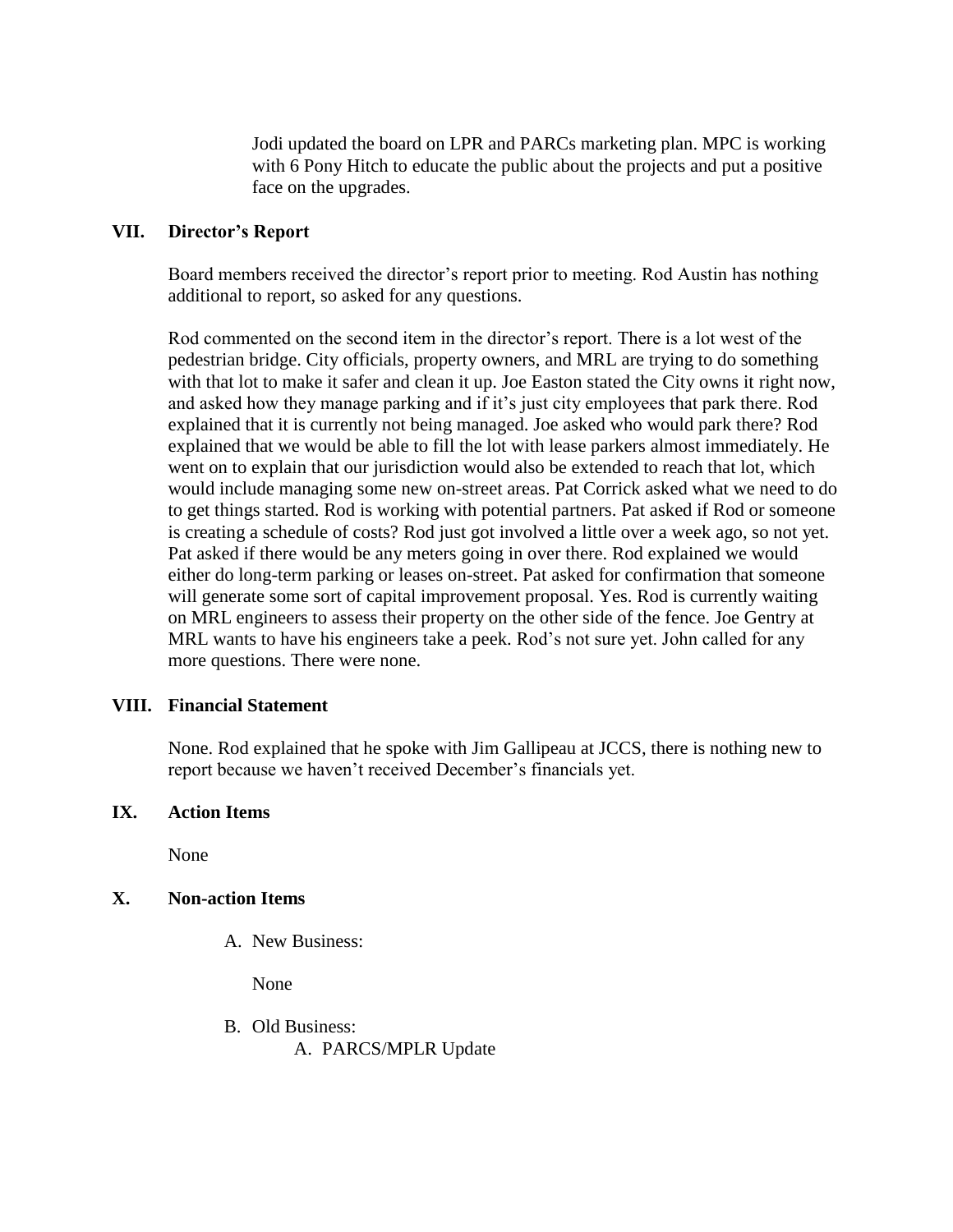Jodi updated the board on LPR and PARCs marketing plan. MPC is working with 6 Pony Hitch to educate the public about the projects and put a positive face on the upgrades.

## VII. Director's Report

Board members received the director's report prior to meeting. Rod Austin has nothing additional to report, so asked for any questions.

Rod commented on the second item in the director's report. There is a lot west of the pedestrian bridge. City officials, property owners, and MRL are trying to do something with that lot to make it safer and clean it up. Joe Easton stated the City owns it right now, and asked how they manage parking and if it's just city employees that park there. Rod explained that it is currently not being managed. Joe asked who would park there? Rod explained that we would be able to fill the lot with lease parkers almost immediately. He went on to explain that our jurisdiction would also be extended to reach that lot, which would include managing some new on-street areas. Pat Corrick asked what we need to do to get things started. Rod is working with potential partners. Pat asked if Rod or someone is creating a schedule of costs? Rod just got involved a little over a week ago, so not yet. Pat asked if there would be any meters going in over there. Rod explained we would either do long-term parking or leases on-street. Pat asked for confirmation that someone will generate some sort of capital improvement proposal. Yes. Rod is currently waiting on MRL engineers to assess their property on the other side of the fence. Joe Gentry at MRL wants to have his engineers take a peek. Rod's not sure yet. John called for any more questions. There were none.

## VIII. Financial Statement

None. Rod explained that he spoke with Jim Gallipeau at JCCS, there is nothing new to report because we haven't received December's financials yet.

## IX. Action Items

None

## X. Non-action Items

A. New Business:

None

B. Old Business:

A. PARCS/MPLR Update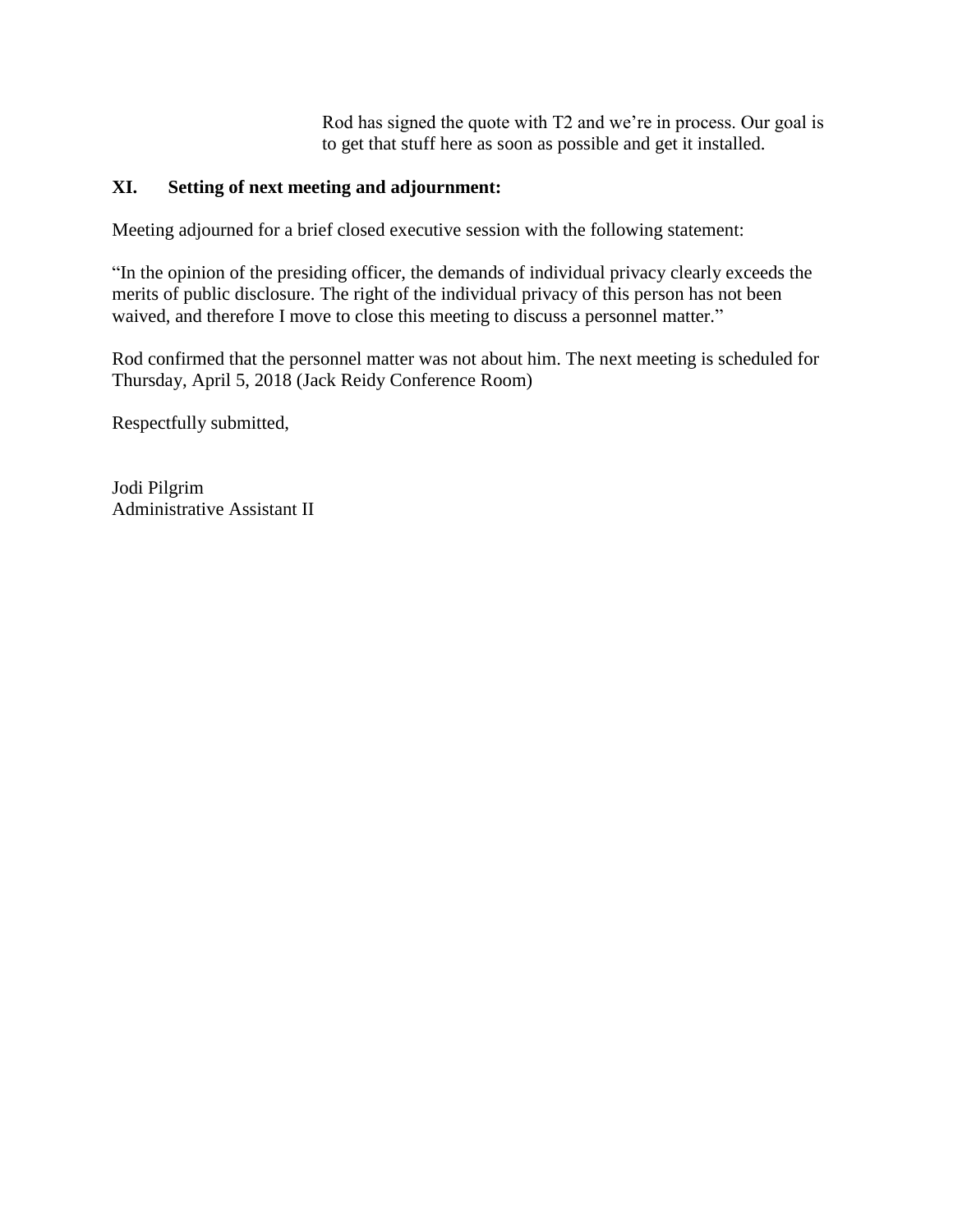Rod has signed the quote with T2 and we're in process. Our goal is to get that stuff here as soon as possible and get it installed.

## XI. Setting of next meeting and adjournment:

Meeting adjourned for a brief closed executive session with the following statement:

"In the opinion of the presiding officer, the demands of individual privacy clearly exceeds the merits of public disclosure. The right of the individual privacy of this person has not been waived, and therefore I move to close this meeting to discuss a personnel matter."

Rod confirmed that the personnel matter was not about him. The next meeting is scheduled for Thursday, April 5, 2018 (Jack Reidy Conference Room)

Respectfully submitted,

Jodi Pilgrim
Administrative Assistant II